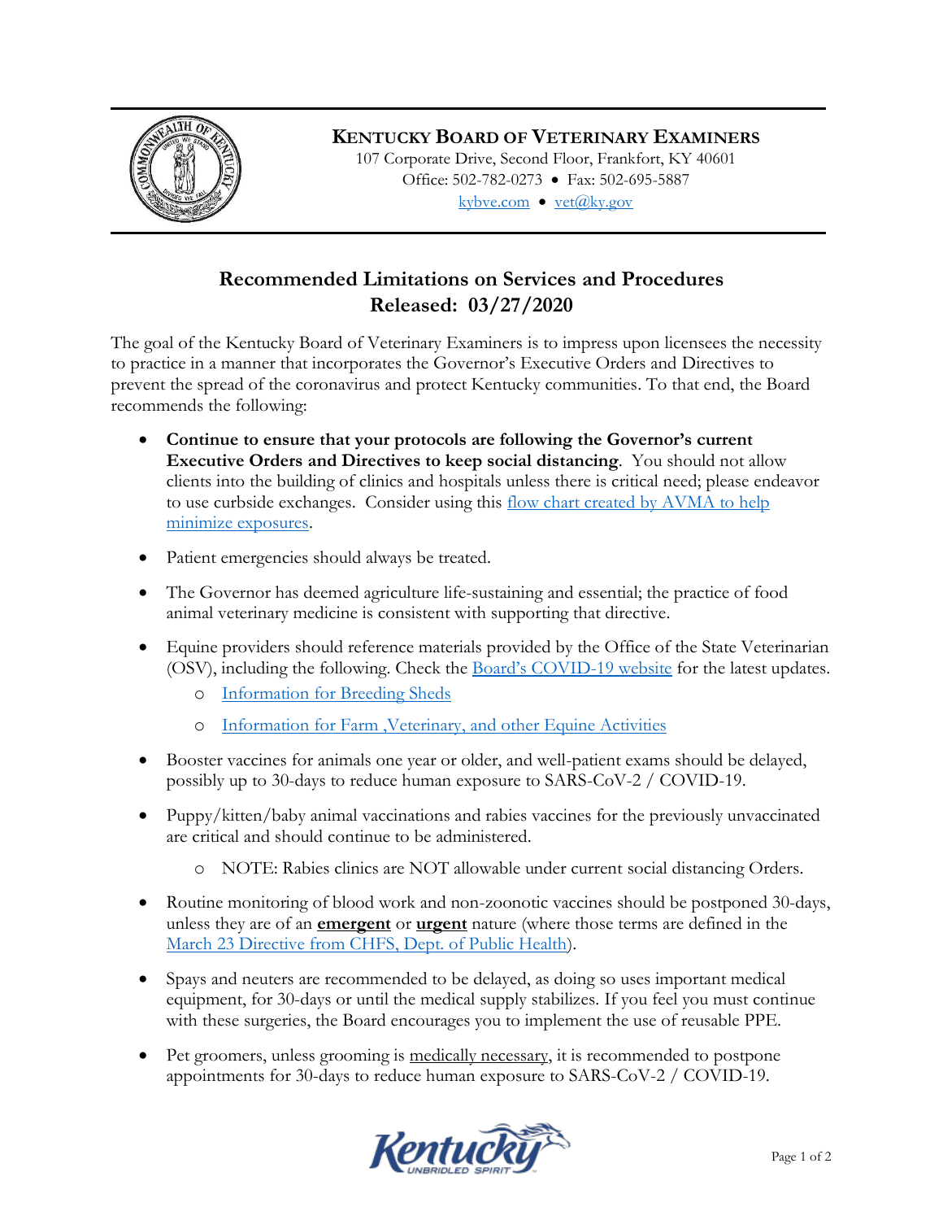**KENTUCKY BOARD OF VETERINARY EXAMINERS**
107 Corporate Drive, Second Floor, Frankfort, KY 40601
Office: 502-782-0273 • Fax: 502-695-5887
kybve.com • vet@ky.gov

## Recommended Limitations on Services and Procedures
## Released: 03/27/2020

The goal of the Kentucky Board of Veterinary Examiners is to impress upon licensees the necessity to practice in a manner that incorporates the Governor's Executive Orders and Directives to prevent the spread of the coronavirus and protect Kentucky communities. To that end, the Board recommends the following:

- **Continue to ensure that your protocols are following the Governor's current Executive Orders and Directives to keep social distancing**. You should not allow clients into the building of clinics and hospitals unless there is critical need; please endeavor to use curbside exchanges. Consider using this flow chart created by AVMA to help minimize exposures.
- Patient emergencies should always be treated.
- The Governor has deemed agriculture life-sustaining and essential; the practice of food animal veterinary medicine is consistent with supporting that directive.
- Equine providers should reference materials provided by the Office of the State Veterinarian (OSV), including the following. Check the Board's COVID-19 website for the latest updates.
  - Information for Breeding Sheds
  - Information for Farm ,Veterinary, and other Equine Activities
- Booster vaccines for animals one year or older, and well-patient exams should be delayed, possibly up to 30-days to reduce human exposure to SARS-CoV-2 / COVID-19.
- Puppy/kitten/baby animal vaccinations and rabies vaccines for the previously unvaccinated are critical and should continue to be administered.
  - NOTE: Rabies clinics are NOT allowable under current social distancing Orders.
- Routine monitoring of blood work and non-zoonotic vaccines should be postponed 30-days, unless they are of an **emergent** or **urgent** nature (where those terms are defined in the March 23 Directive from CHFS, Dept. of Public Health).
- Spays and neuters are recommended to be delayed, as doing so uses important medical equipment, for 30-days or until the medical supply stabilizes. If you feel you must continue with these surgeries, the Board encourages you to implement the use of reusable PPE.
- Pet groomers, unless grooming is medically necessary, it is recommended to postpone appointments for 30-days to reduce human exposure to SARS-CoV-2 / COVID-19.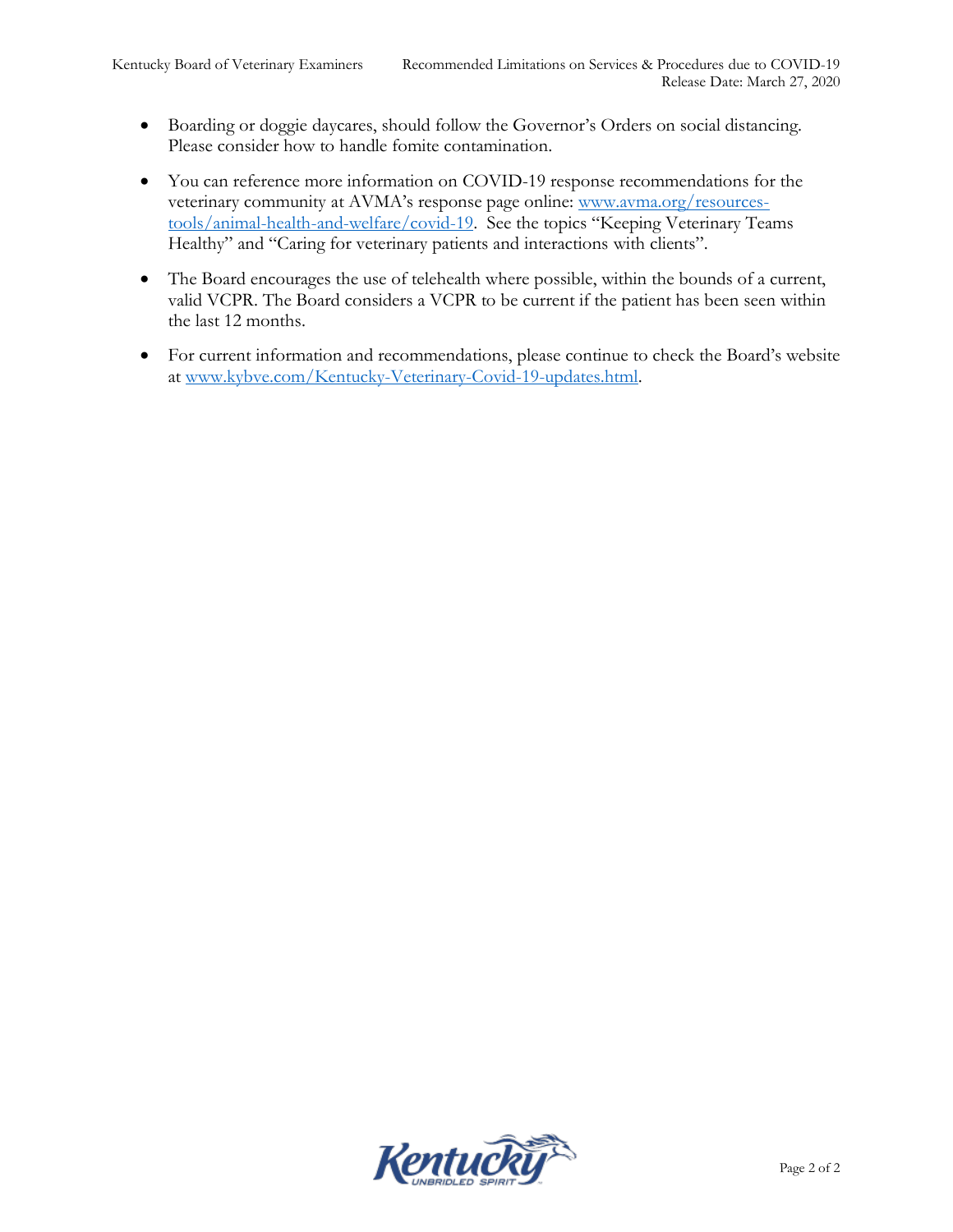- Boarding or doggie daycares, should follow the Governor's Orders on social distancing. Please consider how to handle fomite contamination.

- You can reference more information on COVID-19 response recommendations for the veterinary community at AVMA's response page online: [www.avma.org/resources-tools/animal-health-and-welfare/covid-19](www.avma.org/resources-tools/animal-health-and-welfare/covid-19). See the topics "Keeping Veterinary Teams Healthy" and "Caring for veterinary patients and interactions with clients".

- The Board encourages the use of telehealth where possible, within the bounds of a current, valid VCPR. The Board considers a VCPR to be current if the patient has been seen within the last 12 months.

- For current information and recommendations, please continue to check the Board's website at [www.kybve.com/Kentucky-Veterinary-Covid-19-updates.html](www.kybve.com/Kentucky-Veterinary-Covid-19-updates.html).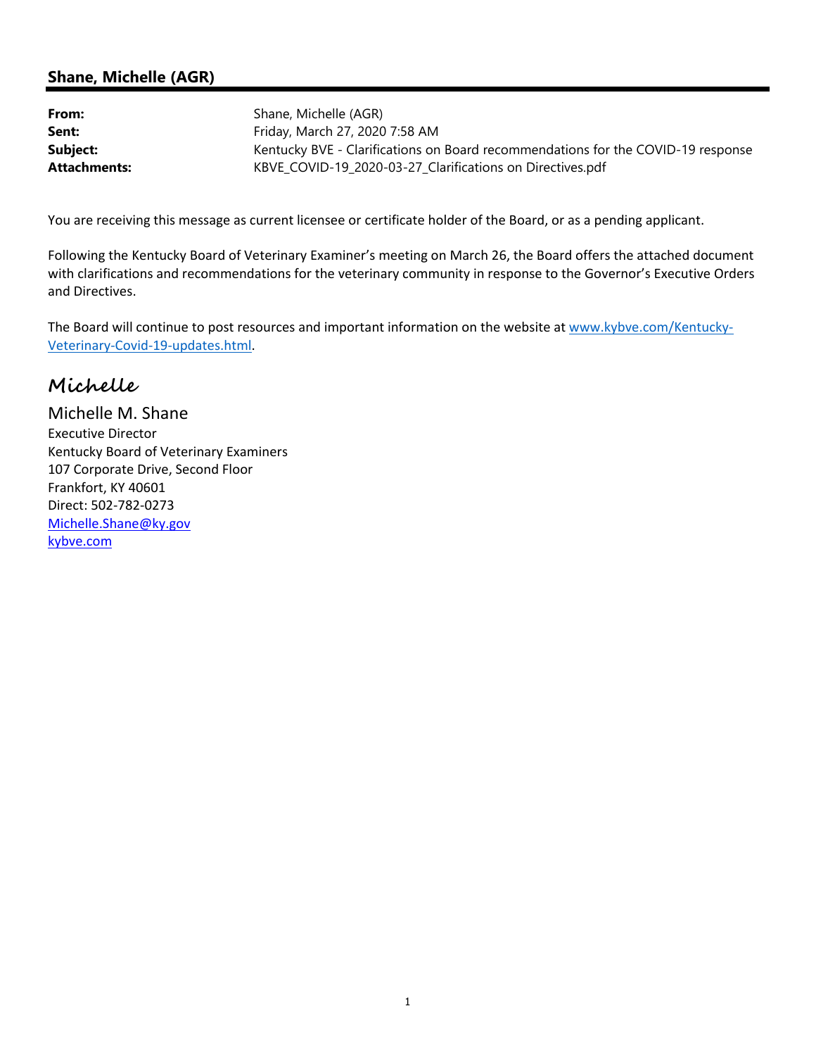## Shane, Michelle (AGR)

| | |
|---|---|
| **From:** | Shane, Michelle (AGR) |
| **Sent:** | Friday, March 27, 2020 7:58 AM |
| **Subject:** | Kentucky BVE - Clarifications on Board recommendations for the COVID-19 response |
| **Attachments:** | KBVE_COVID-19_2020-03-27_Clarifications on Directives.pdf |

You are receiving this message as current licensee or certificate holder of the Board, or as a pending applicant.

Following the Kentucky Board of Veterinary Examiner's meeting on March 26, the Board offers the attached document with clarifications and recommendations for the veterinary community in response to the Governor's Executive Orders and Directives.

The Board will continue to post resources and important information on the website at [www.kybve.com/Kentucky-Veterinary-Covid-19-updates.html](www.kybve.com/Kentucky-Veterinary-Covid-19-updates.html).

*Michelle*

Michelle M. Shane
Executive Director
Kentucky Board of Veterinary Examiners
107 Corporate Drive, Second Floor
Frankfort, KY 40601
Direct: 502-782-0273
[Michelle.Shane@ky.gov](mailto:Michelle.Shane@ky.gov)
[kybve.com](kybve.com)